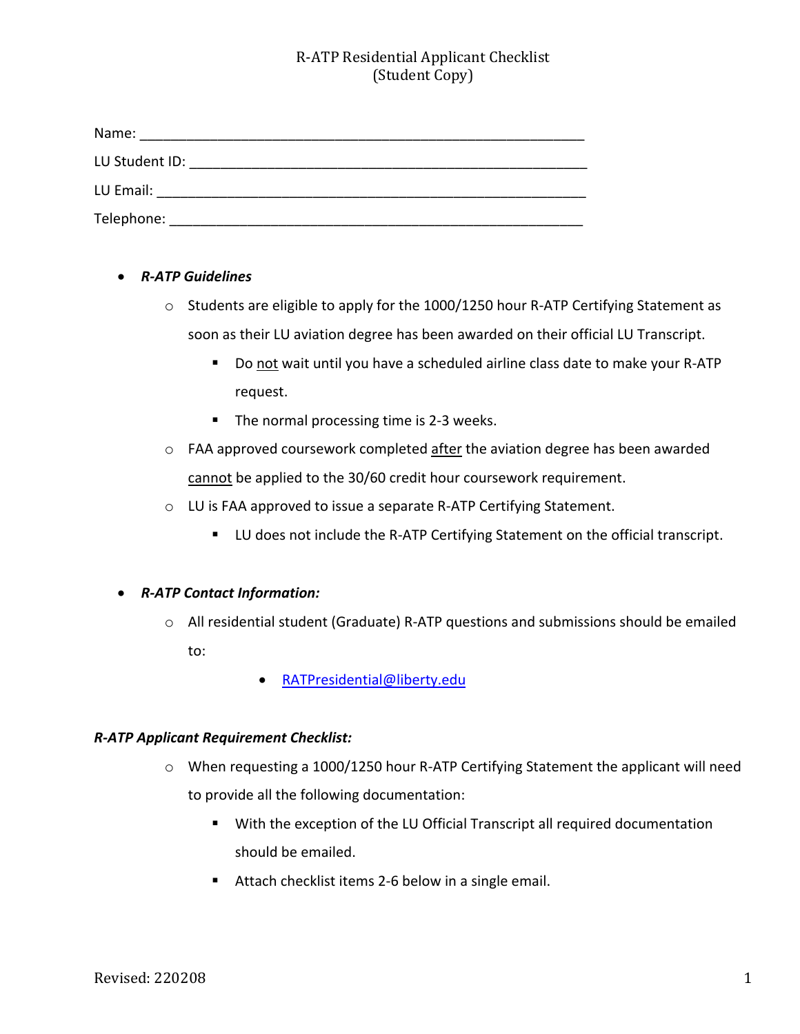# R-ATP Residential Applicant Checklist
(Student Copy)

Name: ______________________________________________________

LU Student ID: ______________________________________________________

LU Email: ______________________________________________________

Telephone: ______________________________________________________

- ***R-ATP Guidelines***
  - Students are eligible to apply for the 1000/1250 hour R-ATP Certifying Statement as soon as their LU aviation degree has been awarded on their official LU Transcript.
    - Do <u>not</u> wait until you have a scheduled airline class date to make your R-ATP request.
    - The normal processing time is 2-3 weeks.
  - FAA approved coursework completed <u>after</u> the aviation degree has been awarded <u>cannot</u> be applied to the 30/60 credit hour coursework requirement.
  - LU is FAA approved to issue a separate R-ATP Certifying Statement.
    - LU does not include the R-ATP Certifying Statement on the official transcript.

- ***R-ATP Contact Information:***
  - All residential student (Graduate) R-ATP questions and submissions should be emailed to:
    - RATPresidential@liberty.edu

***R-ATP Applicant Requirement Checklist:***

- When requesting a 1000/1250 hour R-ATP Certifying Statement the applicant will need to provide all the following documentation:
  - With the exception of the LU Official Transcript all required documentation should be emailed.
  - Attach checklist items 2-6 below in a single email.

Revised: 220208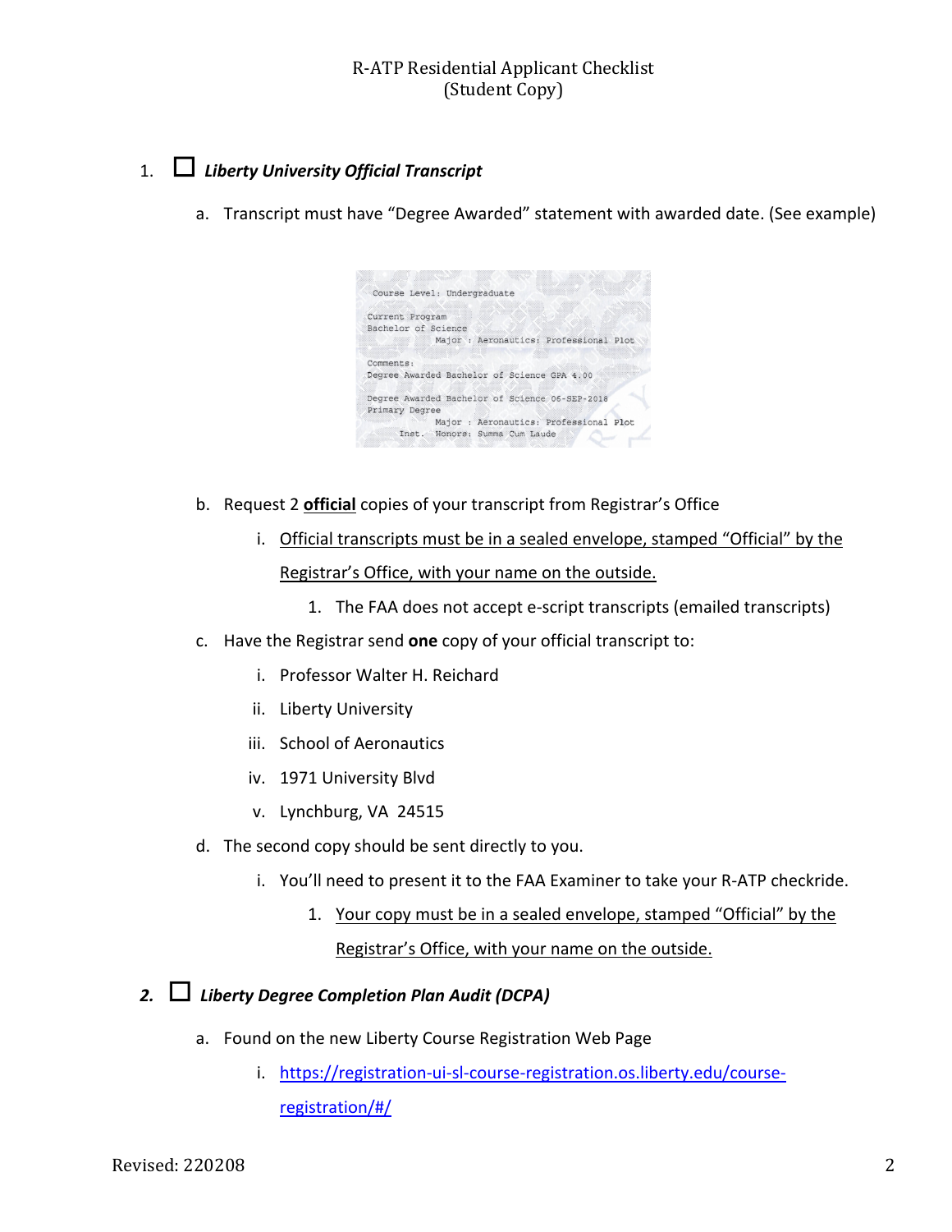# R-ATP Residential Applicant Checklist
(Student Copy)

1. ☐ ***Liberty University Official Transcript***

   a. Transcript must have "Degree Awarded" statement with awarded date. (See example)

   ```
   Course Level: Undergraduate

   Current Program
   Bachelor of Science
             Major : Aeronautics: Professional Plot

   Comments:
   Degree Awarded Bachelor of Science GPA 4.00

   Degree Awarded Bachelor of Science 06-SEP-2018
   Primary Degree
             Major : Aeronautics: Professional Plot
        Inst. Honors: Summa Cum Laude
   ```

   b. Request 2 **official** copies of your transcript from Registrar's Office

      i. Official transcripts must be in a sealed envelope, stamped "Official" by the Registrar's Office, with your name on the outside.

         1. The FAA does not accept e-script transcripts (emailed transcripts)

   c. Have the Registrar send **one** copy of your official transcript to:

      i. Professor Walter H. Reichard
      ii. Liberty University
      iii. School of Aeronautics
      iv. 1971 University Blvd
      v. Lynchburg, VA 24515

   d. The second copy should be sent directly to you.

      i. You'll need to present it to the FAA Examiner to take your R-ATP checkride.

         1. Your copy must be in a sealed envelope, stamped "Official" by the Registrar's Office, with your name on the outside.

2. ☐ ***Liberty Degree Completion Plan Audit (DCPA)***

   a. Found on the new Liberty Course Registration Web Page

      i. https://registration-ui-sl-course-registration.os.liberty.edu/course-registration/#/

Revised: 220208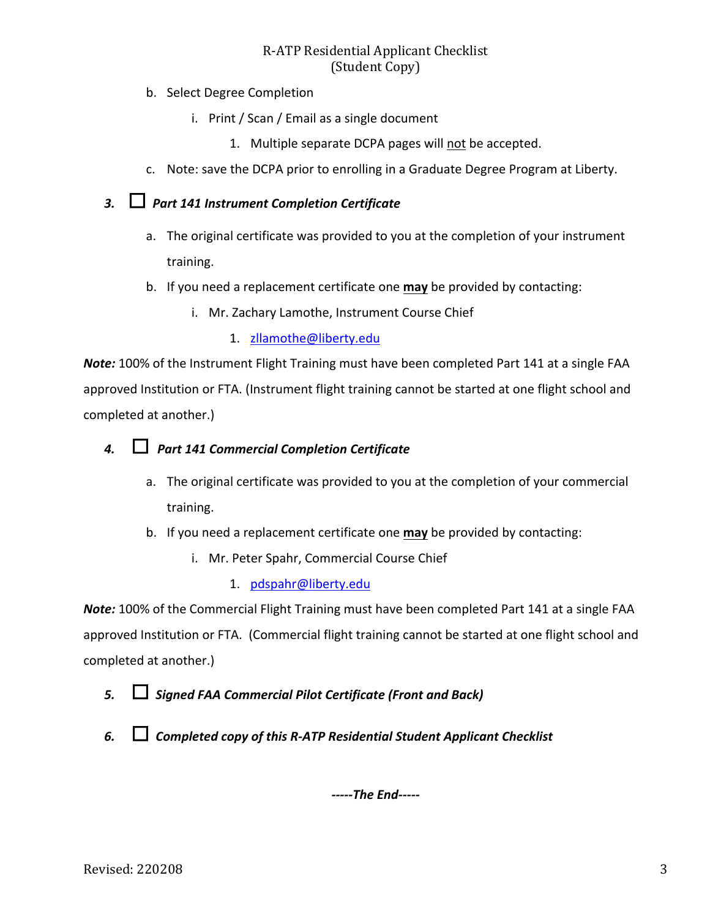b. Select Degree Completion
   i. Print / Scan / Email as a single document
      1. Multiple separate DCPA pages will not be accepted.
c. Note: save the DCPA prior to enrolling in a Graduate Degree Program at Liberty.

3. ☐ ***Part 141 Instrument Completion Certificate***
   a. The original certificate was provided to you at the completion of your instrument training.
   b. If you need a replacement certificate one **may** be provided by contacting:
      i. Mr. Zachary Lamothe, Instrument Course Chief
         1. zllamothe@liberty.edu

***Note:*** 100% of the Instrument Flight Training must have been completed Part 141 at a single FAA approved Institution or FTA. (Instrument flight training cannot be started at one flight school and completed at another.)

4. ☐ ***Part 141 Commercial Completion Certificate***
   a. The original certificate was provided to you at the completion of your commercial training.
   b. If you need a replacement certificate one **may** be provided by contacting:
      i. Mr. Peter Spahr, Commercial Course Chief
         1. pdspahr@liberty.edu

***Note:*** 100% of the Commercial Flight Training must have been completed Part 141 at a single FAA approved Institution or FTA. (Commercial flight training cannot be started at one flight school and completed at another.)

5. ☐ ***Signed FAA Commercial Pilot Certificate (Front and Back)***

6. ☐ ***Completed copy of this R-ATP Residential Student Applicant Checklist***

***-----The End-----***

Revised: 220208